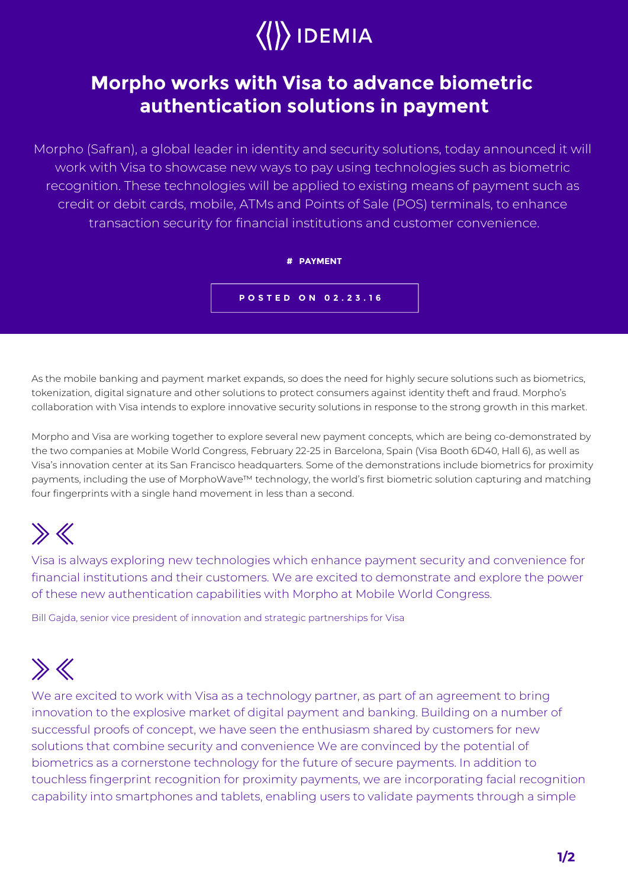IDEMIA

# Morpho works with Visa to advance biometric authentication solutions in payment

Morpho (Safran), a global leader in identity and security solutions, today announced it will work with Visa to showcase new ways to pay using technologies such as biometric recognition. These technologies will be applied to existing means of payment such as credit or debit cards, mobile, ATMs and Points of Sale (POS) terminals, to enhance transaction security for financial institutions and customer convenience.

**# PAYMENT**

**POSTED ON 02.23.16**

As the mobile banking and payment market expands, so does the need for highly secure solutions such as biometrics, tokenization, digital signature and other solutions to protect consumers against identity theft and fraud. Morpho's collaboration with Visa intends to explore innovative security solutions in response to the strong growth in this market.

Morpho and Visa are working together to explore several new payment concepts, which are being co-demonstrated by the two companies at Mobile World Congress, February 22-25 in Barcelona, Spain (Visa Booth 6D40, Hall 6), as well as Visa's innovation center at its San Francisco headquarters. Some of the demonstrations include biometrics for proximity payments, including the use of MorphoWave™ technology, the world's first biometric solution capturing and matching four fingerprints with a single hand movement in less than a second.

> Visa is always exploring new technologies which enhance payment security and convenience for financial institutions and their customers. We are excited to demonstrate and explore the power of these new authentication capabilities with Morpho at Mobile World Congress.
>
> Bill Gajda, senior vice president of innovation and strategic partnerships for Visa

> We are excited to work with Visa as a technology partner, as part of an agreement to bring innovation to the explosive market of digital payment and banking. Building on a number of successful proofs of concept, we have seen the enthusiasm shared by customers for new solutions that combine security and convenience We are convinced by the potential of biometrics as a cornerstone technology for the future of secure payments. In addition to touchless fingerprint recognition for proximity payments, we are incorporating facial recognition capability into smartphones and tablets, enabling users to validate payments through a simple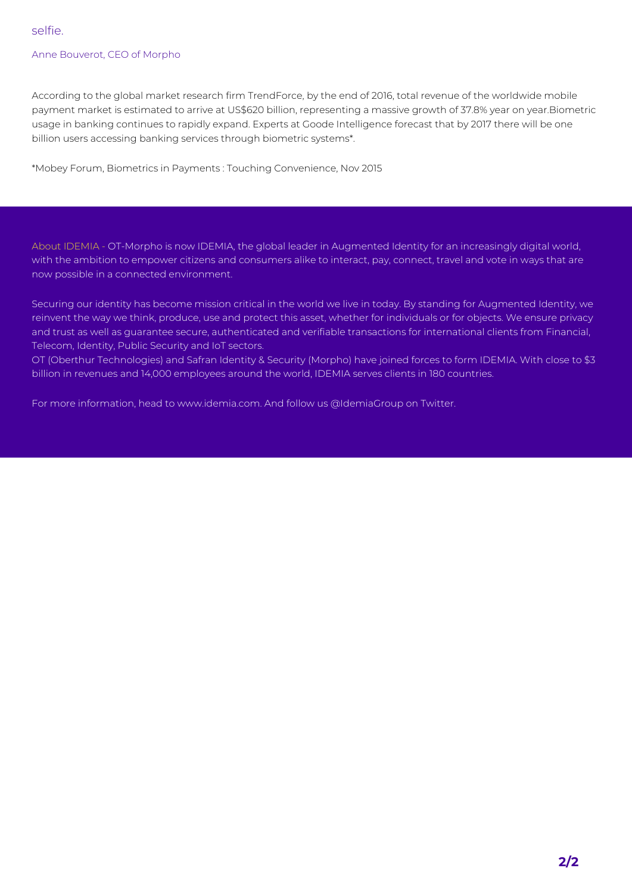selfie.

Anne Bouverot, CEO of Morpho

According to the global market research firm TrendForce, by the end of 2016, total revenue of the worldwide mobile payment market is estimated to arrive at US$620 billion, representing a massive growth of 37.8% year on year.Biometric usage in banking continues to rapidly expand. Experts at Goode Intelligence forecast that by 2017 there will be one billion users accessing banking services through biometric systems*.

*Mobey Forum, Biometrics in Payments : Touching Convenience, Nov 2015

About IDEMIA - OT-Morpho is now IDEMIA, the global leader in Augmented Identity for an increasingly digital world, with the ambition to empower citizens and consumers alike to interact, pay, connect, travel and vote in ways that are now possible in a connected environment.

Securing our identity has become mission critical in the world we live in today. By standing for Augmented Identity, we reinvent the way we think, produce, use and protect this asset, whether for individuals or for objects. We ensure privacy and trust as well as guarantee secure, authenticated and verifiable transactions for international clients from Financial, Telecom, Identity, Public Security and IoT sectors.
OT (Oberthur Technologies) and Safran Identity & Security (Morpho) have joined forces to form IDEMIA. With close to $3 billion in revenues and 14,000 employees around the world, IDEMIA serves clients in 180 countries.

For more information, head to www.idemia.com. And follow us @IdemiaGroup on Twitter.